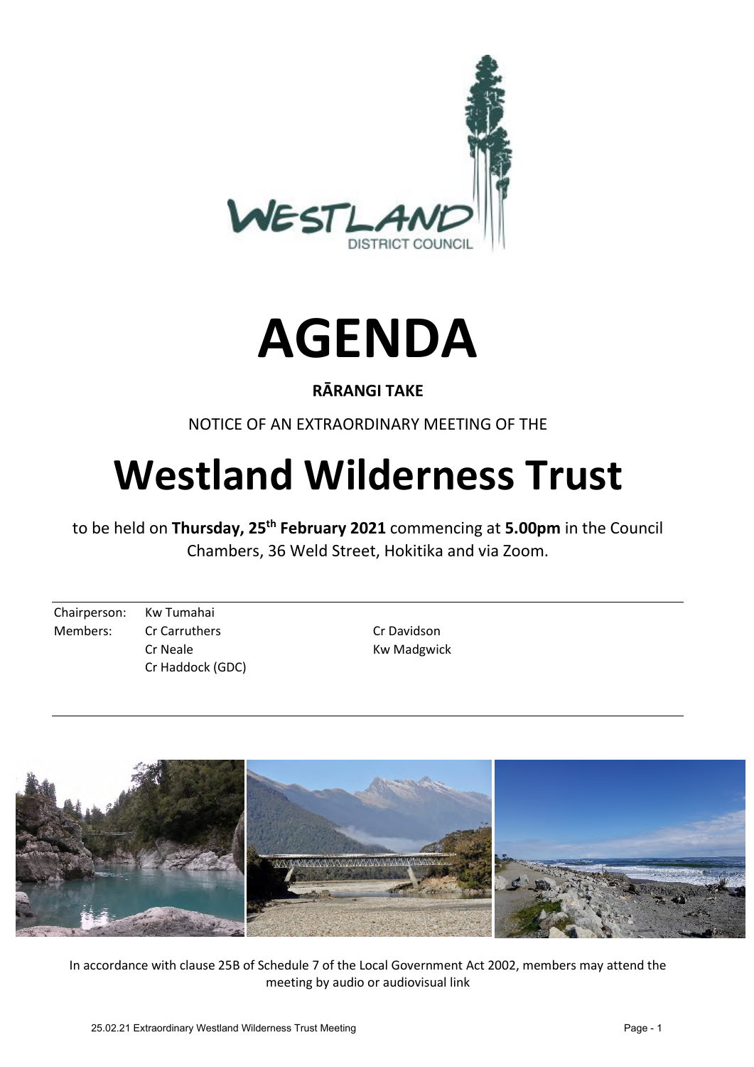# AGENDA

**RĀRANGI TAKE**

NOTICE OF AN EXTRAORDINARY MEETING OF THE

# Westland Wilderness Trust

to be held on **Thursday, 25th February 2021** commencing at **5.00pm** in the Council Chambers, 36 Weld Street, Hokitika and via Zoom.

| | | |
|---|---|---|
| Chairperson: | Kw Tumahai | |
| Members: | Cr Carruthers | Cr Davidson |
| | Cr Neale | Kw Madgwick |
| | Cr Haddock (GDC) | |

In accordance with clause 25B of Schedule 7 of the Local Government Act 2002, members may attend the meeting by audio or audiovisual link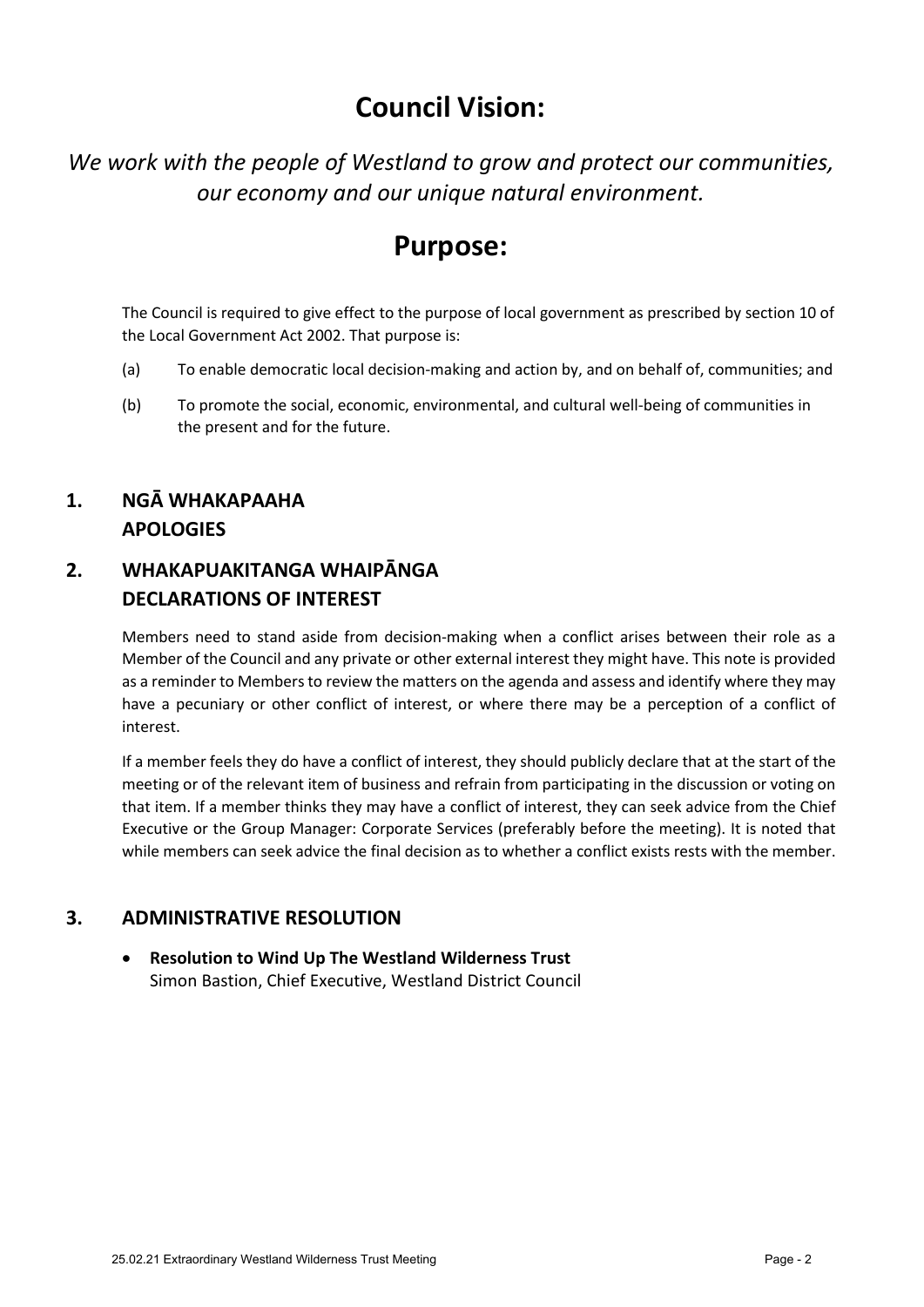# Council Vision:

*We work with the people of Westland to grow and protect our communities, our economy and our unique natural environment.*

# Purpose:

The Council is required to give effect to the purpose of local government as prescribed by section 10 of the Local Government Act 2002. That purpose is:

(a) To enable democratic local decision-making and action by, and on behalf of, communities; and

(b) To promote the social, economic, environmental, and cultural well-being of communities in the present and for the future.

## 1. NGĀ WHAKAPAAHA APOLOGIES

## 2. WHAKAPUAKITANGA WHAIPĀNGA DECLARATIONS OF INTEREST

Members need to stand aside from decision-making when a conflict arises between their role as a Member of the Council and any private or other external interest they might have. This note is provided as a reminder to Members to review the matters on the agenda and assess and identify where they may have a pecuniary or other conflict of interest, or where there may be a perception of a conflict of interest.

If a member feels they do have a conflict of interest, they should publicly declare that at the start of the meeting or of the relevant item of business and refrain from participating in the discussion or voting on that item. If a member thinks they may have a conflict of interest, they can seek advice from the Chief Executive or the Group Manager: Corporate Services (preferably before the meeting). It is noted that while members can seek advice the final decision as to whether a conflict exists rests with the member.

## 3. ADMINISTRATIVE RESOLUTION

- **Resolution to Wind Up The Westland Wilderness Trust**
  Simon Bastion, Chief Executive, Westland District Council